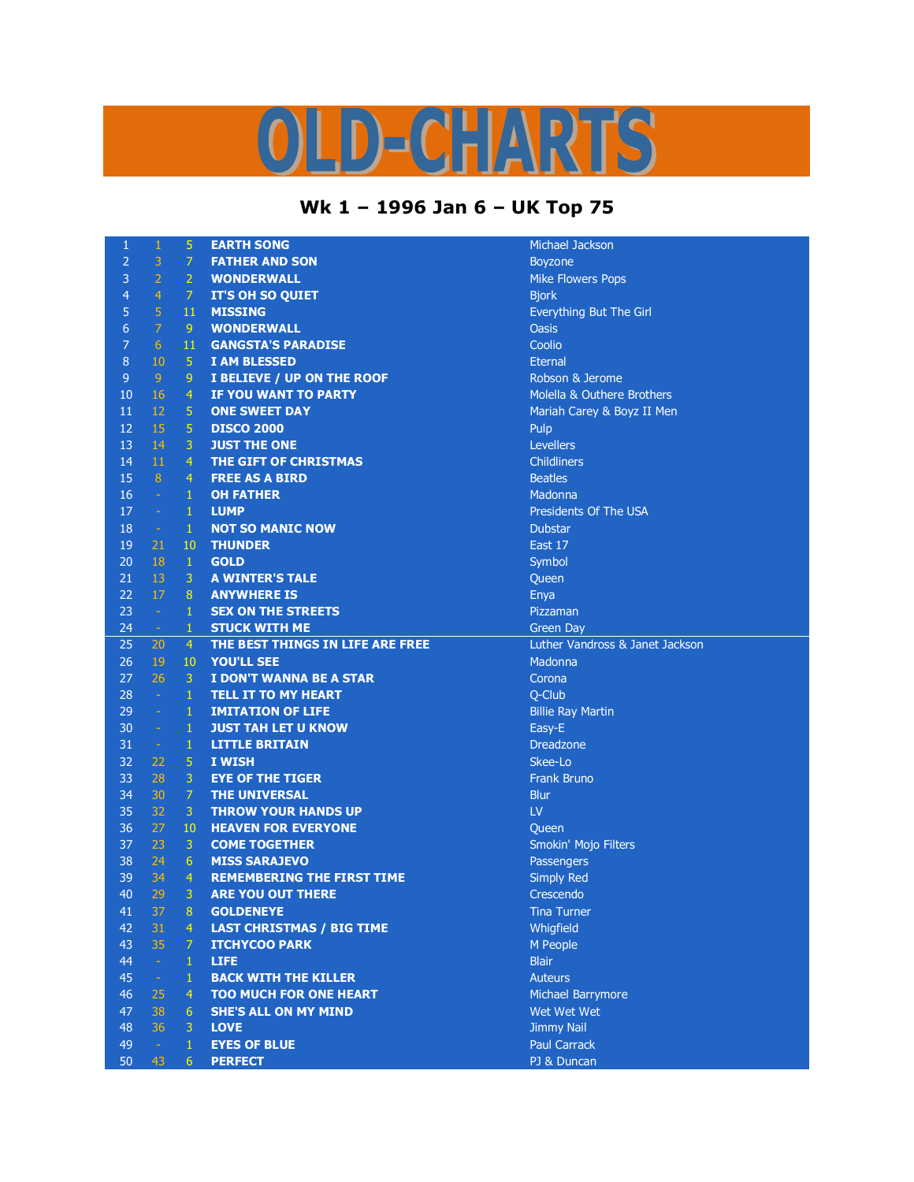# OLD-CHARTS

## Wk 1 – 1996 Jan 6 – UK Top 75

| | | | | |
|---|---|---|---|---|
| 1 | 1 | 5 | EARTH SONG | Michael Jackson |
| 2 | 3 | 7 | FATHER AND SON | Boyzone |
| 3 | 2 | 2 | WONDERWALL | Mike Flowers Pops |
| 4 | 4 | 7 | IT'S OH SO QUIET | Bjork |
| 5 | 5 | 11 | MISSING | Everything But The Girl |
| 6 | 7 | 9 | WONDERWALL | Oasis |
| 7 | 6 | 11 | GANGSTA'S PARADISE | Coolio |
| 8 | 10 | 5 | I AM BLESSED | Eternal |
| 9 | 9 | 9 | I BELIEVE / UP ON THE ROOF | Robson & Jerome |
| 10 | 16 | 4 | IF YOU WANT TO PARTY | Molella & Outhere Brothers |
| 11 | 12 | 5 | ONE SWEET DAY | Mariah Carey & Boyz II Men |
| 12 | 15 | 5 | DISCO 2000 | Pulp |
| 13 | 14 | 3 | JUST THE ONE | Levellers |
| 14 | 11 | 4 | THE GIFT OF CHRISTMAS | Childliners |
| 15 | 8 | 4 | FREE AS A BIRD | Beatles |
| 16 | - | 1 | OH FATHER | Madonna |
| 17 | - | 1 | LUMP | Presidents Of The USA |
| 18 | - | 1 | NOT SO MANIC NOW | Dubstar |
| 19 | 21 | 10 | THUNDER | East 17 |
| 20 | 18 | 1 | GOLD | Symbol |
| 21 | 13 | 3 | A WINTER'S TALE | Queen |
| 22 | 17 | 8 | ANYWHERE IS | Enya |
| 23 | - | 1 | SEX ON THE STREETS | Pizzaman |
| 24 | - | 1 | STUCK WITH ME | Green Day |
| 25 | 20 | 4 | THE BEST THINGS IN LIFE ARE FREE | Luther Vandross & Janet Jackson |
| 26 | 19 | 10 | YOU'LL SEE | Madonna |
| 27 | 26 | 3 | I DON'T WANNA BE A STAR | Corona |
| 28 | - | 1 | TELL IT TO MY HEART | Q-Club |
| 29 | - | 1 | IMITATION OF LIFE | Billie Ray Martin |
| 30 | - | 1 | JUST TAH LET U KNOW | Easy-E |
| 31 | - | 1 | LITTLE BRITAIN | Dreadzone |
| 32 | 22 | 5 | I WISH | Skee-Lo |
| 33 | 28 | 3 | EYE OF THE TIGER | Frank Bruno |
| 34 | 30 | 7 | THE UNIVERSAL | Blur |
| 35 | 32 | 3 | THROW YOUR HANDS UP | LV |
| 36 | 27 | 10 | HEAVEN FOR EVERYONE | Queen |
| 37 | 23 | 3 | COME TOGETHER | Smokin' Mojo Filters |
| 38 | 24 | 6 | MISS SARAJEVO | Passengers |
| 39 | 34 | 4 | REMEMBERING THE FIRST TIME | Simply Red |
| 40 | 29 | 3 | ARE YOU OUT THERE | Crescendo |
| 41 | 37 | 8 | GOLDENEYE | Tina Turner |
| 42 | 31 | 4 | LAST CHRISTMAS / BIG TIME | Whigfield |
| 43 | 35 | 7 | ITCHYCOO PARK | M People |
| 44 | - | 1 | LIFE | Blair |
| 45 | - | 1 | BACK WITH THE KILLER | Auteurs |
| 46 | 25 | 4 | TOO MUCH FOR ONE HEART | Michael Barrymore |
| 47 | 38 | 6 | SHE'S ALL ON MY MIND | Wet Wet Wet |
| 48 | 36 | 3 | LOVE | Jimmy Nail |
| 49 | - | 1 | EYES OF BLUE | Paul Carrack |
| 50 | 43 | 6 | PERFECT | PJ & Duncan |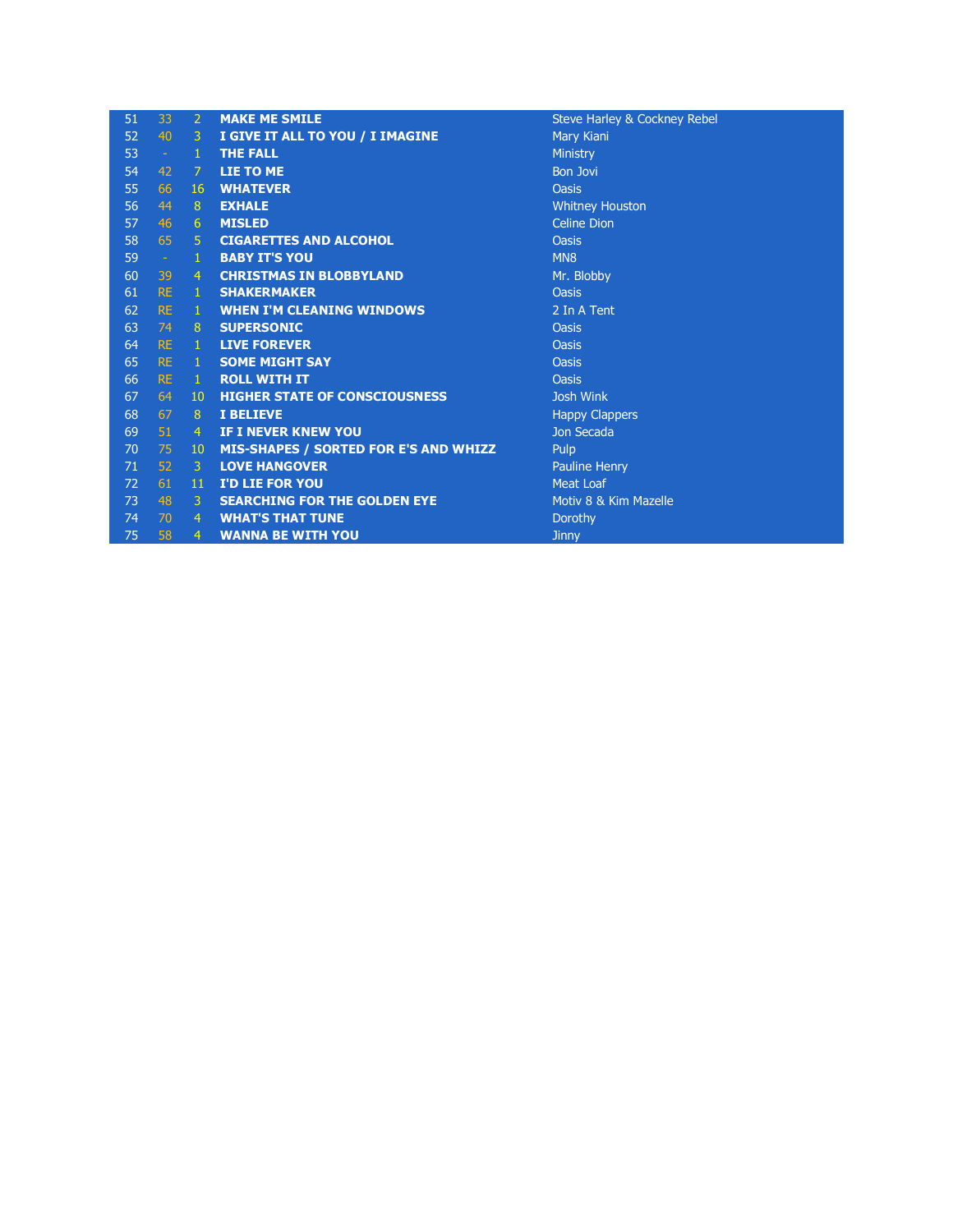| | | | | |
|---|---|---|---|---|
| 51 | 33 | 2 | **MAKE ME SMILE** | Steve Harley & Cockney Rebel |
| 52 | 40 | 3 | **I GIVE IT ALL TO YOU / I IMAGINE** | Mary Kiani |
| 53 | - | 1 | **THE FALL** | Ministry |
| 54 | 42 | 7 | **LIE TO ME** | Bon Jovi |
| 55 | 66 | 16 | **WHATEVER** | Oasis |
| 56 | 44 | 8 | **EXHALE** | Whitney Houston |
| 57 | 46 | 6 | **MISLED** | Celine Dion |
| 58 | 65 | 5 | **CIGARETTES AND ALCOHOL** | Oasis |
| 59 | - | 1 | **BABY IT'S YOU** | MN8 |
| 60 | 39 | 4 | **CHRISTMAS IN BLOBBYLAND** | Mr. Blobby |
| 61 | RE | 1 | **SHAKERMAKER** | Oasis |
| 62 | RE | 1 | **WHEN I'M CLEANING WINDOWS** | 2 In A Tent |
| 63 | 74 | 8 | **SUPERSONIC** | Oasis |
| 64 | RE | 1 | **LIVE FOREVER** | Oasis |
| 65 | RE | 1 | **SOME MIGHT SAY** | Oasis |
| 66 | RE | 1 | **ROLL WITH IT** | Oasis |
| 67 | 64 | 10 | **HIGHER STATE OF CONSCIOUSNESS** | Josh Wink |
| 68 | 67 | 8 | **I BELIEVE** | Happy Clappers |
| 69 | 51 | 4 | **IF I NEVER KNEW YOU** | Jon Secada |
| 70 | 75 | 10 | **MIS-SHAPES / SORTED FOR E'S AND WHIZZ** | Pulp |
| 71 | 52 | 3 | **LOVE HANGOVER** | Pauline Henry |
| 72 | 61 | 11 | **I'D LIE FOR YOU** | Meat Loaf |
| 73 | 48 | 3 | **SEARCHING FOR THE GOLDEN EYE** | Motiv 8 & Kim Mazelle |
| 74 | 70 | 4 | **WHAT'S THAT TUNE** | Dorothy |
| 75 | 58 | 4 | **WANNA BE WITH YOU** | Jinny |